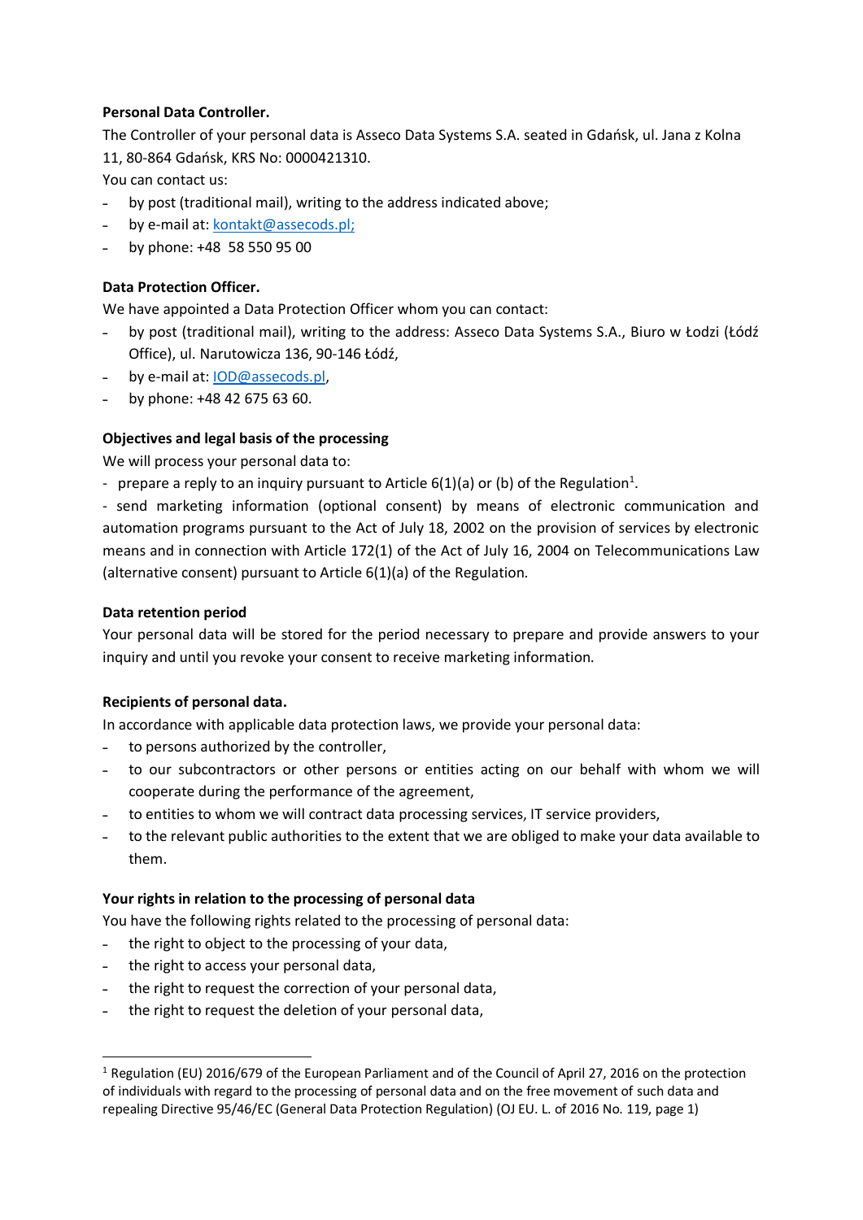**Personal Data Controller.**

The Controller of your personal data is Asseco Data Systems S.A. seated in Gdańsk, ul. Jana z Kolna 11, 80-864 Gdańsk, KRS No: 0000421310.

You can contact us:

- by post (traditional mail), writing to the address indicated above;
- by e-mail at: kontakt@assecods.pl;
- by phone: +48 58 550 95 00

**Data Protection Officer.**

We have appointed a Data Protection Officer whom you can contact:

- by post (traditional mail), writing to the address: Asseco Data Systems S.A., Biuro w Łodzi (Łódź Office), ul. Narutowicza 136, 90-146 Łódź,
- by e-mail at: IOD@assecods.pl,
- by phone: +48 42 675 63 60.

**Objectives and legal basis of the processing**

We will process your personal data to:

- prepare a reply to an inquiry pursuant to Article 6(1)(a) or (b) of the Regulation[1].
- send marketing information (optional consent) by means of electronic communication and automation programs pursuant to the Act of July 18, 2002 on the provision of services by electronic means and in connection with Article 172(1) of the Act of July 16, 2004 on Telecommunications Law (alternative consent) pursuant to Article 6(1)(a) of the Regulation.

**Data retention period**

Your personal data will be stored for the period necessary to prepare and provide answers to your inquiry and until you revoke your consent to receive marketing information.

**Recipients of personal data.**

In accordance with applicable data protection laws, we provide your personal data:

- to persons authorized by the controller,
- to our subcontractors or other persons or entities acting on our behalf with whom we will cooperate during the performance of the agreement,
- to entities to whom we will contract data processing services, IT service providers,
- to the relevant public authorities to the extent that we are obliged to make your data available to them.

**Your rights in relation to the processing of personal data**

You have the following rights related to the processing of personal data:

- the right to object to the processing of your data,
- the right to access your personal data,
- the right to request the correction of your personal data,
- the right to request the deletion of your personal data,

[1] Regulation (EU) 2016/679 of the European Parliament and of the Council of April 27, 2016 on the protection of individuals with regard to the processing of personal data and on the free movement of such data and repealing Directive 95/46/EC (General Data Protection Regulation) (OJ EU. L. of 2016 No. 119, page 1)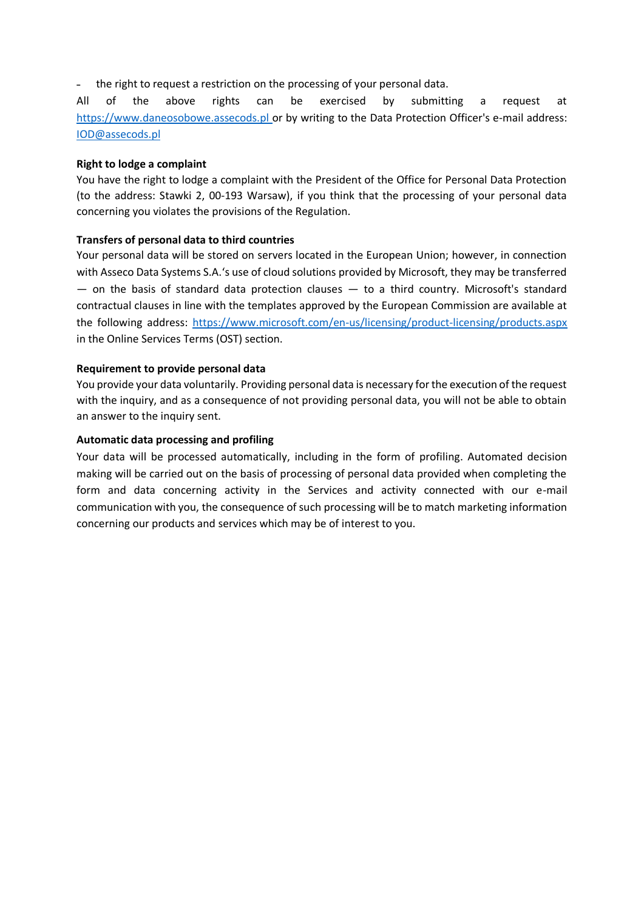- the right to request a restriction on the processing of your personal data.

All of the above rights can be exercised by submitting a request at https://www.daneosobowe.assecods.pl or by writing to the Data Protection Officer's e-mail address: IOD@assecods.pl

**Right to lodge a complaint**

You have the right to lodge a complaint with the President of the Office for Personal Data Protection (to the address: Stawki 2, 00-193 Warsaw), if you think that the processing of your personal data concerning you violates the provisions of the Regulation.

**Transfers of personal data to third countries**

Your personal data will be stored on servers located in the European Union; however, in connection with Asseco Data Systems S.A.'s use of cloud solutions provided by Microsoft, they may be transferred — on the basis of standard data protection clauses — to a third country. Microsoft's standard contractual clauses in line with the templates approved by the European Commission are available at the following address: https://www.microsoft.com/en-us/licensing/product-licensing/products.aspx in the Online Services Terms (OST) section.

**Requirement to provide personal data**

You provide your data voluntarily. Providing personal data is necessary for the execution of the request with the inquiry, and as a consequence of not providing personal data, you will not be able to obtain an answer to the inquiry sent.

**Automatic data processing and profiling**

Your data will be processed automatically, including in the form of profiling. Automated decision making will be carried out on the basis of processing of personal data provided when completing the form and data concerning activity in the Services and activity connected with our e-mail communication with you, the consequence of such processing will be to match marketing information concerning our products and services which may be of interest to you.